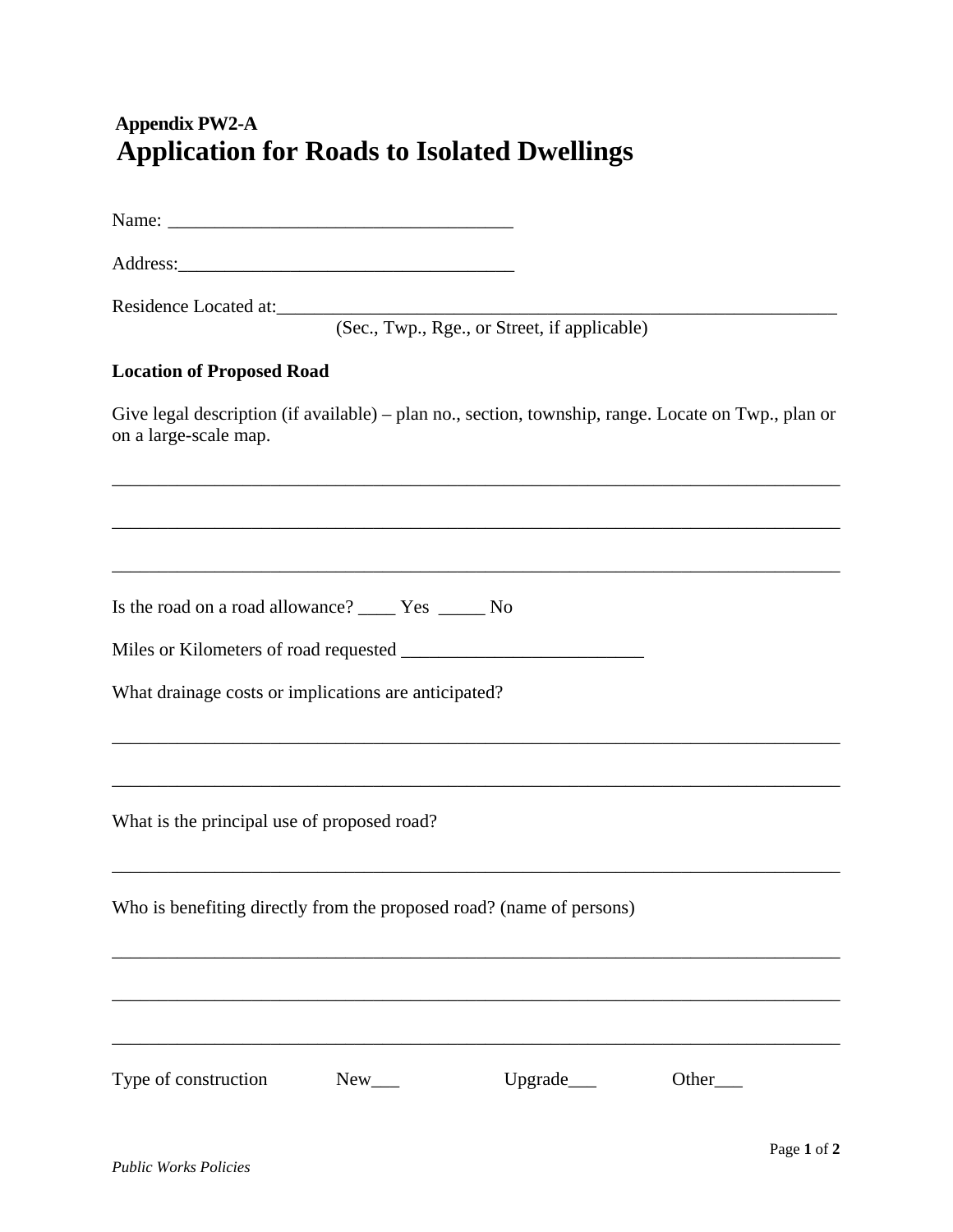**Appendix PW2-A**

# Application for Roads to Isolated Dwellings

Name: ____________________________________

Address:___________________________________

Residence Located at:____________________________________________________________

(Sec., Twp., Rge., or Street, if applicable)

**Location of Proposed Road**

Give legal description (if available) – plan no., section, township, range. Locate on Twp., plan or on a large-scale map.

______________________________________________________________________________

______________________________________________________________________________

______________________________________________________________________________

Is the road on a road allowance? ____ Yes _____ No

Miles or Kilometers of road requested __________________________

What drainage costs or implications are anticipated?

______________________________________________________________________________

______________________________________________________________________________

What is the principal use of proposed road?

______________________________________________________________________________

Who is benefiting directly from the proposed road? (name of persons)

______________________________________________________________________________

______________________________________________________________________________

______________________________________________________________________________

Type of construction New___ Upgrade___ Other___

*Public Works Policies*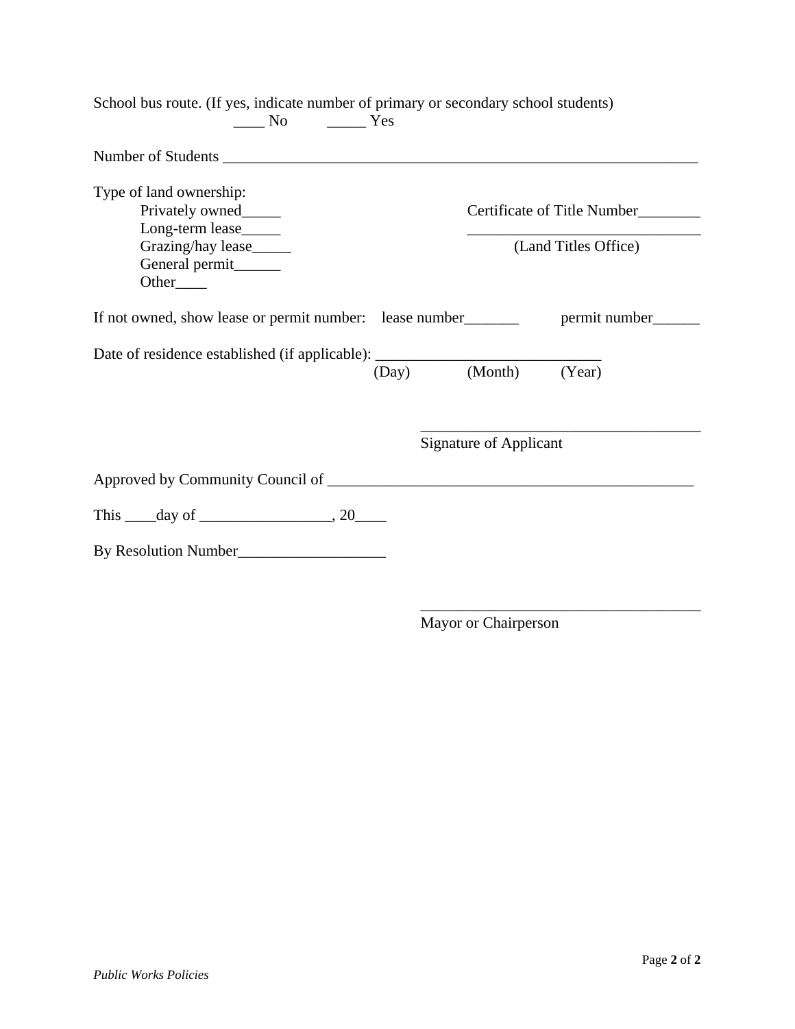School bus route. (If yes, indicate number of primary or secondary school students)

____ No ______ Yes

Number of Students ________________________________________________________________

Type of land ownership:

- Privately owned_____
- Long-term lease_____
- Grazing/hay lease_____
- General permit______
- Other____

Certificate of Title Number________

_______________________________

(Land Titles Office)

If not owned, show lease or permit number: lease number_______ permit number______

Date of residence established (if applicable): ____________________________

(Day) (Month) (Year)

___________________________________

Signature of Applicant

Approved by Community Council of _______________________________________________

This ____day of _________________, 20____

By Resolution Number___________________

___________________________________

Mayor or Chairperson

*Public Works Policies*